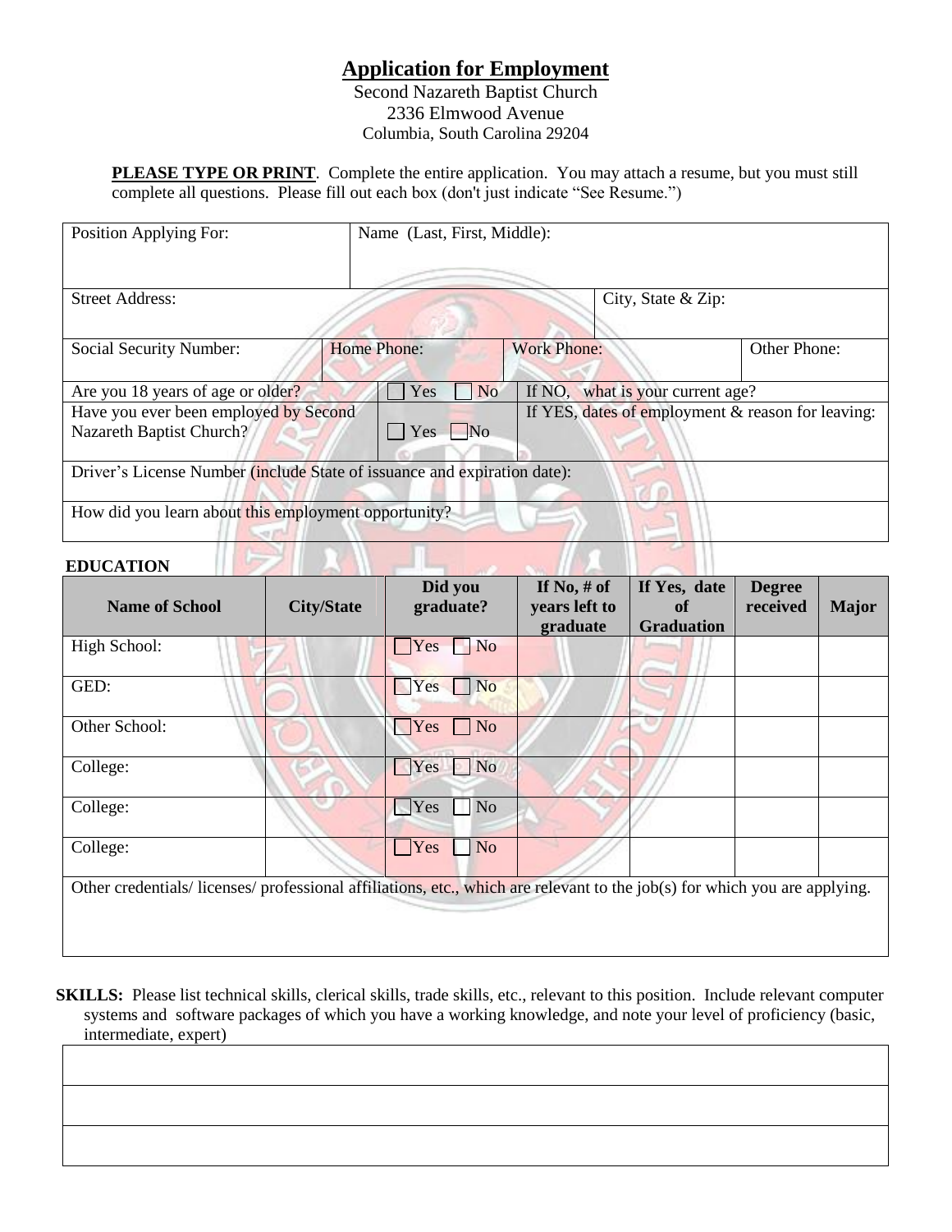# Application for Employment

Second Nazareth Baptist Church
2336 Elmwood Avenue
Columbia, South Carolina 29204

**PLEASE TYPE OR PRINT**. Complete the entire application. You may attach a resume, but you must still complete all questions. Please fill out each box (don't just indicate "See Resume.")

| | | | |
|---|---|---|---|
| Position Applying For: | Name (Last, First, Middle): | | |
| Street Address: | | City, State & Zip: | |
| Social Security Number: | Home Phone: | Work Phone: | Other Phone: |
| Are you 18 years of age or older? | ☐ Yes ☐ No | If NO, what is your current age? | |
| Have you ever been employed by Second Nazareth Baptist Church? | ☐ Yes ☐ No | If YES, dates of employment & reason for leaving: | |
| Driver's License Number (include State of issuance and expiration date): | | | |
| How did you learn about this employment opportunity? | | | |

**EDUCATION**

| Name of School | City/State | Did you graduate? | If No, # of years left to graduate | If Yes, date of Graduation | Degree received | Major |
|---|---|---|---|---|---|---|
| High School: | | ☐ Yes ☐ No | | | | |
| GED: | | ☐ Yes ☐ No | | | | |
| Other School: | | ☐ Yes ☐ No | | | | |
| College: | | ☐ Yes ☐ No | | | | |
| College: | | ☐ Yes ☐ No | | | | |
| College: | | ☐ Yes ☐ No | | | | |
| Other credentials/ licenses/ professional affiliations, etc., which are relevant to the job(s) for which you are applying. | | | | | | |

**SKILLS:** Please list technical skills, clerical skills, trade skills, etc., relevant to this position. Include relevant computer systems and software packages of which you have a working knowledge, and note your level of proficiency (basic, intermediate, expert)

| |
|---|
| |
| |
| |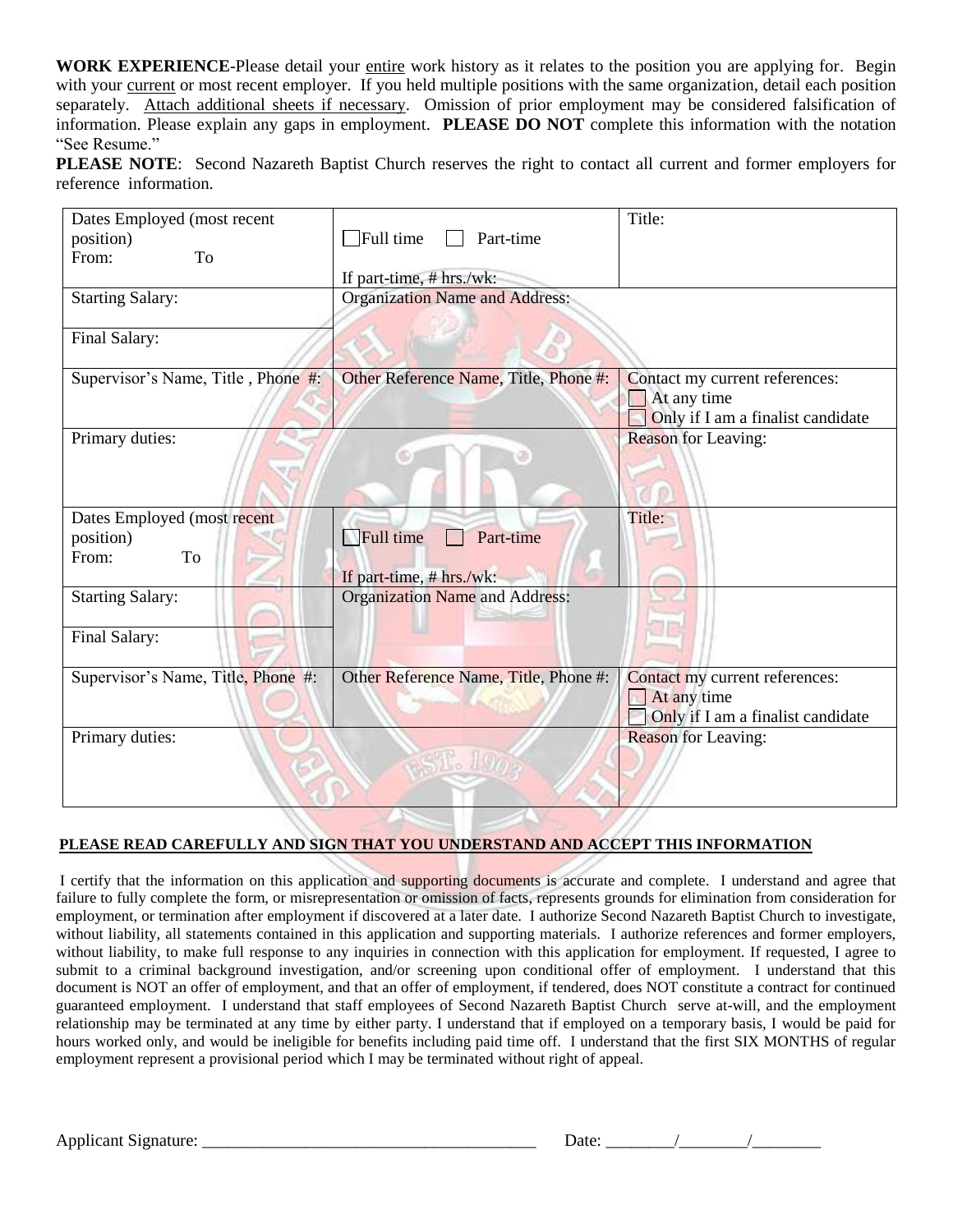**WORK EXPERIENCE**-Please detail your entire work history as it relates to the position you are applying for. Begin with your current or most recent employer. If you held multiple positions with the same organization, detail each position separately. Attach additional sheets if necessary. Omission of prior employment may be considered falsification of information. Please explain any gaps in employment. **PLEASE DO NOT** complete this information with the notation "See Resume."

**PLEASE NOTE**: Second Nazareth Baptist Church reserves the right to contact all current and former employers for reference information.

| | | |
|---|---|---|
| Dates Employed (most recent position)<br>From: To | ☐ Full time ☐ Part-time<br><br>If part-time, # hrs./wk: | Title: |
| Starting Salary:<br><br>Final Salary: | Organization Name and Address: | |
| Supervisor's Name, Title , Phone #: | Other Reference Name, Title, Phone #: | Contact my current references:<br>☐ At any time<br>☐ Only if I am a finalist candidate |
| Primary duties: | | Reason for Leaving: |
| Dates Employed (most recent position)<br>From: To | ☐ Full time ☐ Part-time<br><br>If part-time, # hrs./wk: | Title: |
| Starting Salary:<br><br>Final Salary: | Organization Name and Address: | |
| Supervisor's Name, Title, Phone #: | Other Reference Name, Title, Phone #: | Contact my current references:<br>☐ At any time<br>☐ Only if I am a finalist candidate |
| Primary duties: | | Reason for Leaving: |

**PLEASE READ CAREFULLY AND SIGN THAT YOU UNDERSTAND AND ACCEPT THIS INFORMATION**

I certify that the information on this application and supporting documents is accurate and complete. I understand and agree that failure to fully complete the form, or misrepresentation or omission of facts, represents grounds for elimination from consideration for employment, or termination after employment if discovered at a later date. I authorize Second Nazareth Baptist Church to investigate, without liability, all statements contained in this application and supporting materials. I authorize references and former employers, without liability, to make full response to any inquiries in connection with this application for employment. If requested, I agree to submit to a criminal background investigation, and/or screening upon conditional offer of employment. I understand that this document is NOT an offer of employment, and that an offer of employment, if tendered, does NOT constitute a contract for continued guaranteed employment. I understand that staff employees of Second Nazareth Baptist Church serve at-will, and the employment relationship may be terminated at any time by either party. I understand that if employed on a temporary basis, I would be paid for hours worked only, and would be ineligible for benefits including paid time off. I understand that the first SIX MONTHS of regular employment represent a provisional period which I may be terminated without right of appeal.

Applicant Signature: _______________________________________ Date: ________/________/________